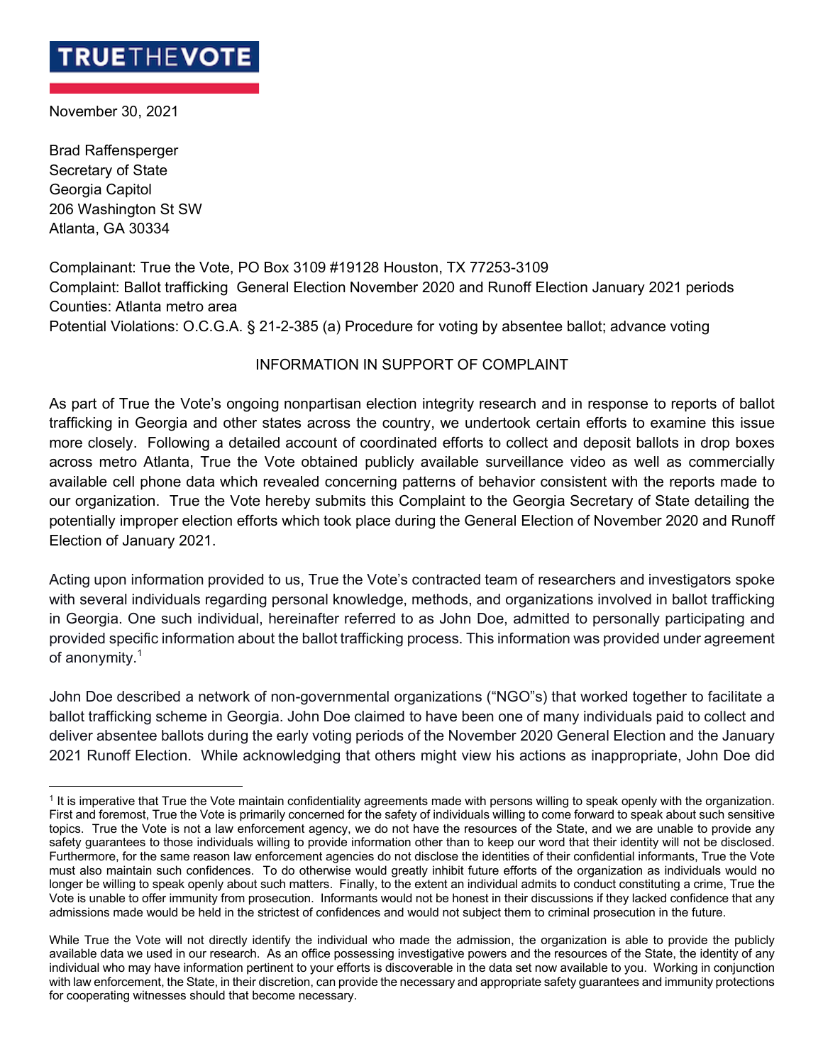**TRUE THE VOTE**

November 30, 2021

Brad Raffensperger
Secretary of State
Georgia Capitol
206 Washington St SW
Atlanta, GA 30334

Complainant: True the Vote, PO Box 3109 #19128 Houston, TX 77253-3109
Complaint: Ballot trafficking General Election November 2020 and Runoff Election January 2021 periods
Counties: Atlanta metro area
Potential Violations: O.C.G.A. § 21-2-385 (a) Procedure for voting by absentee ballot; advance voting

## INFORMATION IN SUPPORT OF COMPLAINT

As part of True the Vote's ongoing nonpartisan election integrity research and in response to reports of ballot trafficking in Georgia and other states across the country, we undertook certain efforts to examine this issue more closely. Following a detailed account of coordinated efforts to collect and deposit ballots in drop boxes across metro Atlanta, True the Vote obtained publicly available surveillance video as well as commercially available cell phone data which revealed concerning patterns of behavior consistent with the reports made to our organization. True the Vote hereby submits this Complaint to the Georgia Secretary of State detailing the potentially improper election efforts which took place during the General Election of November 2020 and Runoff Election of January 2021.

Acting upon information provided to us, True the Vote's contracted team of researchers and investigators spoke with several individuals regarding personal knowledge, methods, and organizations involved in ballot trafficking in Georgia. One such individual, hereinafter referred to as John Doe, admitted to personally participating and provided specific information about the ballot trafficking process. This information was provided under agreement of anonymity.[1]

John Doe described a network of non-governmental organizations ("NGO"s) that worked together to facilitate a ballot trafficking scheme in Georgia. John Doe claimed to have been one of many individuals paid to collect and deliver absentee ballots during the early voting periods of the November 2020 General Election and the January 2021 Runoff Election. While acknowledging that others might view his actions as inappropriate, John Doe did

---

[1] It is imperative that True the Vote maintain confidentiality agreements made with persons willing to speak openly with the organization. First and foremost, True the Vote is primarily concerned for the safety of individuals willing to come forward to speak about such sensitive topics. True the Vote is not a law enforcement agency, we do not have the resources of the State, and we are unable to provide any safety guarantees to those individuals willing to provide information other than to keep our word that their identity will not be disclosed. Furthermore, for the same reason law enforcement agencies do not disclose the identities of their confidential informants, True the Vote must also maintain such confidences. To do otherwise would greatly inhibit future efforts of the organization as individuals would no longer be willing to speak openly about such matters. Finally, to the extent an individual admits to conduct constituting a crime, True the Vote is unable to offer immunity from prosecution. Informants would not be honest in their discussions if they lacked confidence that any admissions made would be held in the strictest of confidences and would not subject them to criminal prosecution in the future.

While True the Vote will not directly identify the individual who made the admission, the organization is able to provide the publicly available data we used in our research. As an office possessing investigative powers and the resources of the State, the identity of any individual who may have information pertinent to your efforts is discoverable in the data set now available to you. Working in conjunction with law enforcement, the State, in their discretion, can provide the necessary and appropriate safety guarantees and immunity protections for cooperating witnesses should that become necessary.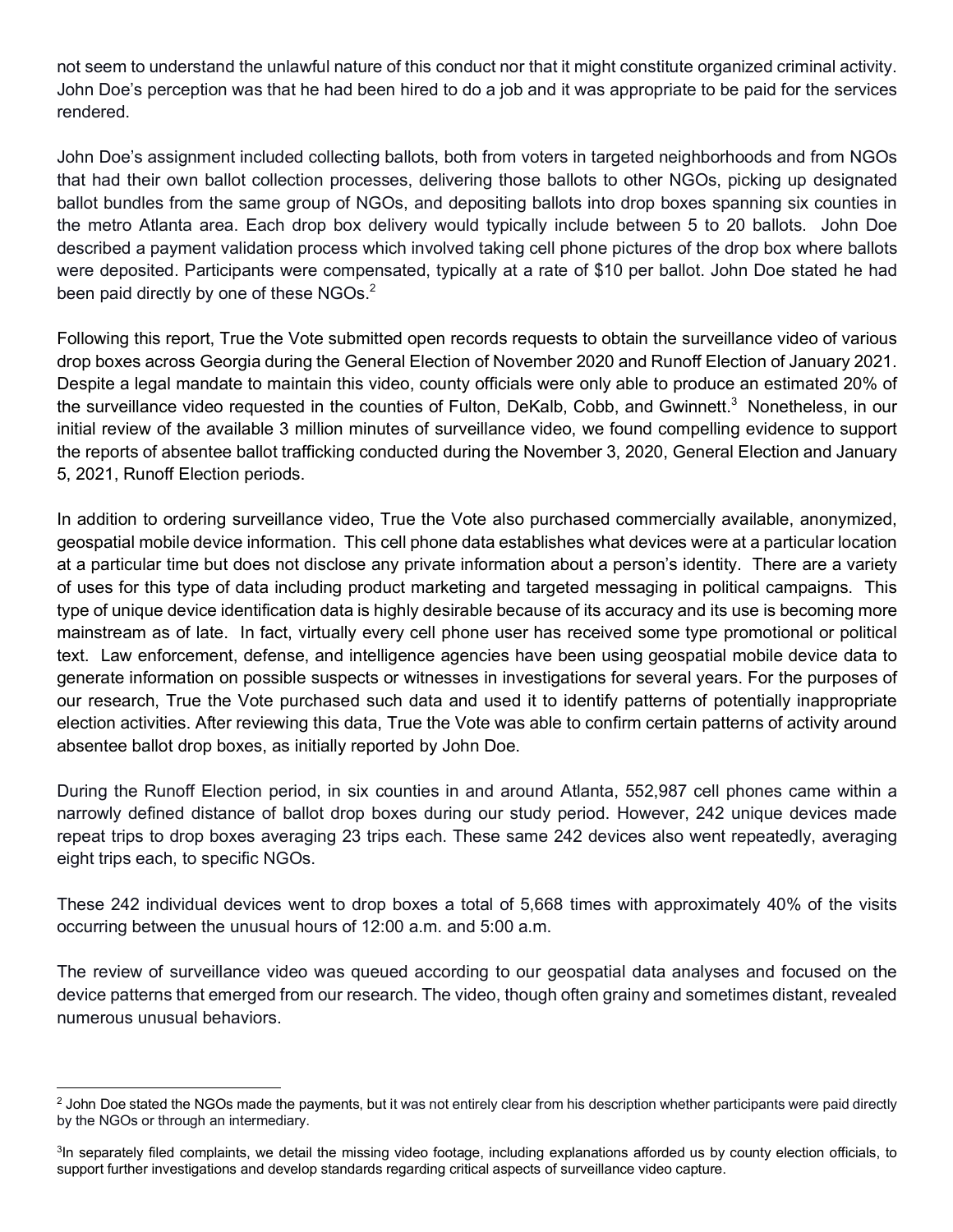not seem to understand the unlawful nature of this conduct nor that it might constitute organized criminal activity. John Doe's perception was that he had been hired to do a job and it was appropriate to be paid for the services rendered.

John Doe's assignment included collecting ballots, both from voters in targeted neighborhoods and from NGOs that had their own ballot collection processes, delivering those ballots to other NGOs, picking up designated ballot bundles from the same group of NGOs, and depositing ballots into drop boxes spanning six counties in the metro Atlanta area. Each drop box delivery would typically include between 5 to 20 ballots. John Doe described a payment validation process which involved taking cell phone pictures of the drop box where ballots were deposited. Participants were compensated, typically at a rate of $10 per ballot. John Doe stated he had been paid directly by one of these NGOs.[2]

Following this report, True the Vote submitted open records requests to obtain the surveillance video of various drop boxes across Georgia during the General Election of November 2020 and Runoff Election of January 2021. Despite a legal mandate to maintain this video, county officials were only able to produce an estimated 20% of the surveillance video requested in the counties of Fulton, DeKalb, Cobb, and Gwinnett.[3] Nonetheless, in our initial review of the available 3 million minutes of surveillance video, we found compelling evidence to support the reports of absentee ballot trafficking conducted during the November 3, 2020, General Election and January 5, 2021, Runoff Election periods.

In addition to ordering surveillance video, True the Vote also purchased commercially available, anonymized, geospatial mobile device information. This cell phone data establishes what devices were at a particular location at a particular time but does not disclose any private information about a person's identity. There are a variety of uses for this type of data including product marketing and targeted messaging in political campaigns. This type of unique device identification data is highly desirable because of its accuracy and its use is becoming more mainstream as of late. In fact, virtually every cell phone user has received some type promotional or political text. Law enforcement, defense, and intelligence agencies have been using geospatial mobile device data to generate information on possible suspects or witnesses in investigations for several years. For the purposes of our research, True the Vote purchased such data and used it to identify patterns of potentially inappropriate election activities. After reviewing this data, True the Vote was able to confirm certain patterns of activity around absentee ballot drop boxes, as initially reported by John Doe.

During the Runoff Election period, in six counties in and around Atlanta, 552,987 cell phones came within a narrowly defined distance of ballot drop boxes during our study period. However, 242 unique devices made repeat trips to drop boxes averaging 23 trips each. These same 242 devices also went repeatedly, averaging eight trips each, to specific NGOs.

These 242 individual devices went to drop boxes a total of 5,668 times with approximately 40% of the visits occurring between the unusual hours of 12:00 a.m. and 5:00 a.m.

The review of surveillance video was queued according to our geospatial data analyses and focused on the device patterns that emerged from our research. The video, though often grainy and sometimes distant, revealed numerous unusual behaviors.

---

[2] John Doe stated the NGOs made the payments, but it was not entirely clear from his description whether participants were paid directly by the NGOs or through an intermediary.

[3] In separately filed complaints, we detail the missing video footage, including explanations afforded us by county election officials, to support further investigations and develop standards regarding critical aspects of surveillance video capture.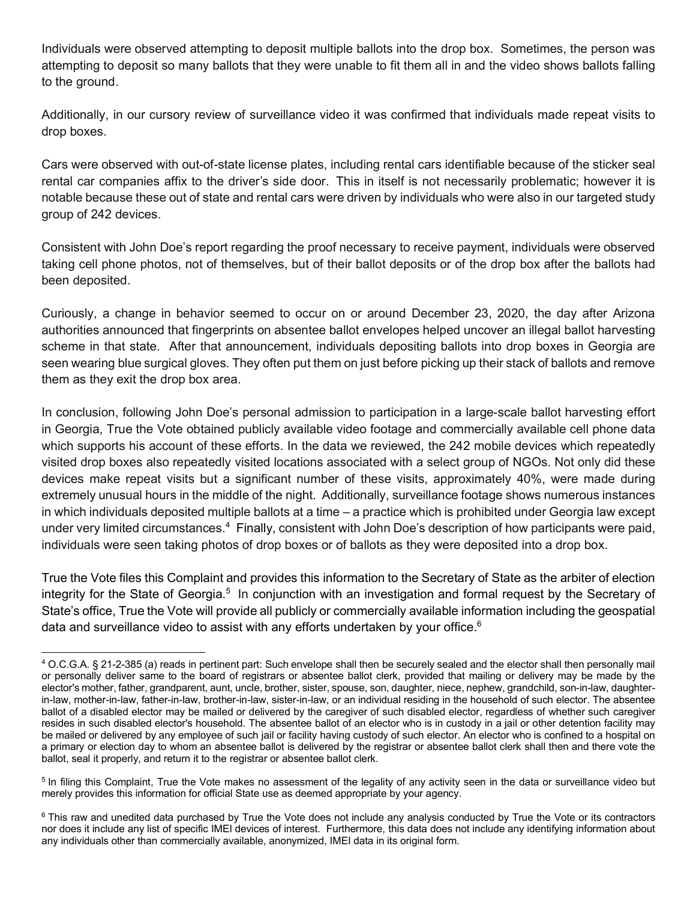Individuals were observed attempting to deposit multiple ballots into the drop box. Sometimes, the person was attempting to deposit so many ballots that they were unable to fit them all in and the video shows ballots falling to the ground.

Additionally, in our cursory review of surveillance video it was confirmed that individuals made repeat visits to drop boxes.

Cars were observed with out-of-state license plates, including rental cars identifiable because of the sticker seal rental car companies affix to the driver's side door. This in itself is not necessarily problematic; however it is notable because these out of state and rental cars were driven by individuals who were also in our targeted study group of 242 devices.

Consistent with John Doe's report regarding the proof necessary to receive payment, individuals were observed taking cell phone photos, not of themselves, but of their ballot deposits or of the drop box after the ballots had been deposited.

Curiously, a change in behavior seemed to occur on or around December 23, 2020, the day after Arizona authorities announced that fingerprints on absentee ballot envelopes helped uncover an illegal ballot harvesting scheme in that state. After that announcement, individuals depositing ballots into drop boxes in Georgia are seen wearing blue surgical gloves. They often put them on just before picking up their stack of ballots and remove them as they exit the drop box area.

In conclusion, following John Doe's personal admission to participation in a large-scale ballot harvesting effort in Georgia, True the Vote obtained publicly available video footage and commercially available cell phone data which supports his account of these efforts. In the data we reviewed, the 242 mobile devices which repeatedly visited drop boxes also repeatedly visited locations associated with a select group of NGOs. Not only did these devices make repeat visits but a significant number of these visits, approximately 40%, were made during extremely unusual hours in the middle of the night. Additionally, surveillance footage shows numerous instances in which individuals deposited multiple ballots at a time – a practice which is prohibited under Georgia law except under very limited circumstances.[4] Finally, consistent with John Doe's description of how participants were paid, individuals were seen taking photos of drop boxes or of ballots as they were deposited into a drop box.

True the Vote files this Complaint and provides this information to the Secretary of State as the arbiter of election integrity for the State of Georgia.[5] In conjunction with an investigation and formal request by the Secretary of State's office, True the Vote will provide all publicly or commercially available information including the geospatial data and surveillance video to assist with any efforts undertaken by your office.[6]

---

[4] O.C.G.A. § 21-2-385 (a) reads in pertinent part: Such envelope shall then be securely sealed and the elector shall then personally mail or personally deliver same to the board of registrars or absentee ballot clerk, provided that mailing or delivery may be made by the elector's mother, father, grandparent, aunt, uncle, brother, sister, spouse, son, daughter, niece, nephew, grandchild, son-in-law, daughter-in-law, mother-in-law, father-in-law, brother-in-law, sister-in-law, or an individual residing in the household of such elector. The absentee ballot of a disabled elector may be mailed or delivered by the caregiver of such disabled elector, regardless of whether such caregiver resides in such disabled elector's household. The absentee ballot of an elector who is in custody in a jail or other detention facility may be mailed or delivered by any employee of such jail or facility having custody of such elector. An elector who is confined to a hospital on a primary or election day to whom an absentee ballot is delivered by the registrar or absentee ballot clerk shall then and there vote the ballot, seal it properly, and return it to the registrar or absentee ballot clerk.

[5] In filing this Complaint, True the Vote makes no assessment of the legality of any activity seen in the data or surveillance video but merely provides this information for official State use as deemed appropriate by your agency.

[6] This raw and unedited data purchased by True the Vote does not include any analysis conducted by True the Vote or its contractors nor does it include any list of specific IMEI devices of interest. Furthermore, this data does not include any identifying information about any individuals other than commercially available, anonymized, IMEI data in its original form.